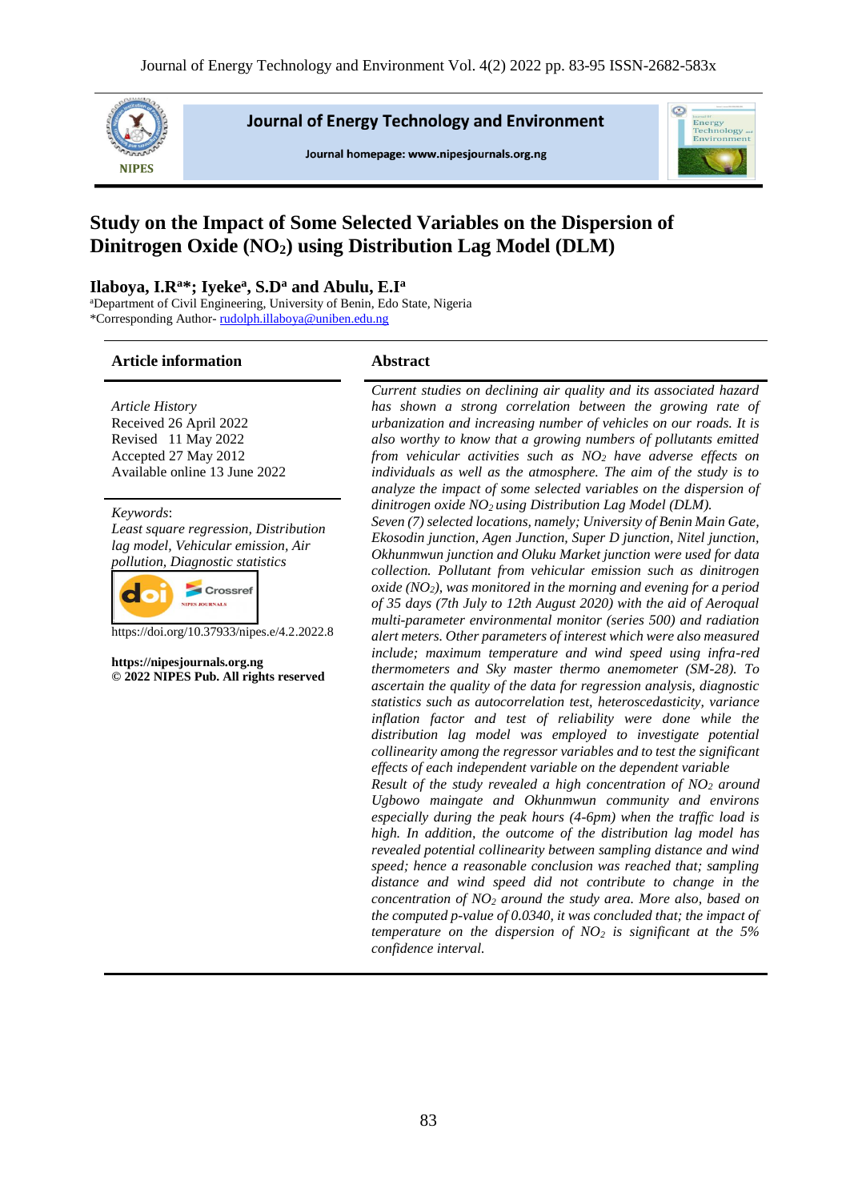# Study on the Impact of Some Selected Variables on the Dispersion of Dinitrogen Oxide ($NO_2$) using Distribution Lag Model (DLM)

**Ilaboya, I.R[a]*; Iyeke[a], S.D[a] and Abulu, E.I[a]**

[a]Department of Civil Engineering, University of Benin, Edo State, Nigeria
*Corresponding Author- rudolph.illaboya@uniben.edu.ng

## Article information

*Article History*
Received 26 April 2022
Revised 11 May 2022
Accepted 27 May 2012
Available online 13 June 2022

*Keywords*:
*Least square regression, Distribution lag model, Vehicular emission, Air pollution, Diagnostic statistics*

https://doi.org/10.37933/nipes.e/4.2.2022.8

**https://nipesjournals.org.ng**
**© 2022 NIPES Pub. All rights reserved**

## Abstract

*Current studies on declining air quality and its associated hazard has shown a strong correlation between the growing rate of urbanization and increasing number of vehicles on our roads. It is also worthy to know that a growing numbers of pollutants emitted from vehicular activities such as $NO_2$ have adverse effects on individuals as well as the atmosphere. The aim of the study is to analyze the impact of some selected variables on the dispersion of dinitrogen oxide $NO_2$ using Distribution Lag Model (DLM).*

*Seven (7) selected locations, namely; University of Benin Main Gate, Ekosodin junction, Agen Junction, Super D junction, Nitel junction, Okhunmwun junction and Oluku Market junction were used for data collection. Pollutant from vehicular emission such as dinitrogen oxide ($NO_2$), was monitored in the morning and evening for a period of 35 days (7th July to 12th August 2020) with the aid of Aeroqual multi-parameter environmental monitor (series 500) and radiation alert meters. Other parameters of interest which were also measured include; maximum temperature and wind speed using infra-red thermometers and Sky master thermo anemometer (SM-28). To ascertain the quality of the data for regression analysis, diagnostic statistics such as autocorrelation test, heteroscedasticity, variance inflation factor and test of reliability were done while the distribution lag model was employed to investigate potential collinearity among the regressor variables and to test the significant effects of each independent variable on the dependent variable*

*Result of the study revealed a high concentration of $NO_2$ around Ugbowo maingate and Okhunmwun community and environs especially during the peak hours (4-6pm) when the traffic load is high. In addition, the outcome of the distribution lag model has revealed potential collinearity between sampling distance and wind speed; hence a reasonable conclusion was reached that; sampling distance and wind speed did not contribute to change in the concentration of $NO_2$ around the study area. More also, based on the computed p-value of 0.0340, it was concluded that; the impact of temperature on the dispersion of $NO_2$ is significant at the 5% confidence interval.*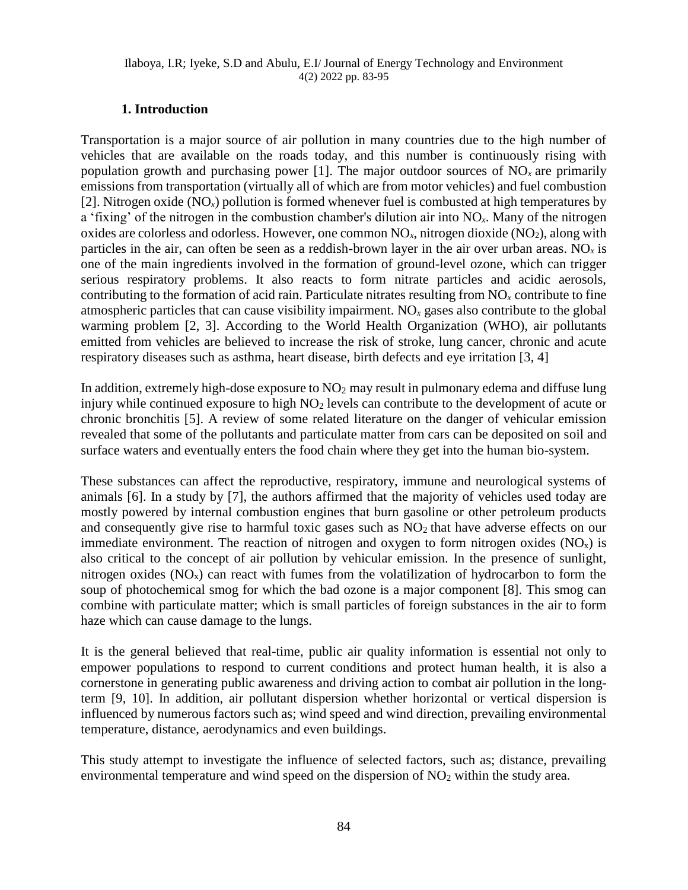## 1. Introduction

Transportation is a major source of air pollution in many countries due to the high number of vehicles that are available on the roads today, and this number is continuously rising with population growth and purchasing power [1]. The major outdoor sources of $NO_x$ are primarily emissions from transportation (virtually all of which are from motor vehicles) and fuel combustion [2]. Nitrogen oxide ($NO_x$) pollution is formed whenever fuel is combusted at high temperatures by a 'fixing' of the nitrogen in the combustion chamber's dilution air into $NO_x$. Many of the nitrogen oxides are colorless and odorless. However, one common $NO_x$, nitrogen dioxide ($NO_2$), along with particles in the air, can often be seen as a reddish-brown layer in the air over urban areas. $NO_x$ is one of the main ingredients involved in the formation of ground-level ozone, which can trigger serious respiratory problems. It also reacts to form nitrate particles and acidic aerosols, contributing to the formation of acid rain. Particulate nitrates resulting from $NO_x$ contribute to fine atmospheric particles that can cause visibility impairment. $NO_x$ gases also contribute to the global warming problem [2, 3]. According to the World Health Organization (WHO), air pollutants emitted from vehicles are believed to increase the risk of stroke, lung cancer, chronic and acute respiratory diseases such as asthma, heart disease, birth defects and eye irritation [3, 4]

In addition, extremely high-dose exposure to $NO_2$ may result in pulmonary edema and diffuse lung injury while continued exposure to high $NO_2$ levels can contribute to the development of acute or chronic bronchitis [5]. A review of some related literature on the danger of vehicular emission revealed that some of the pollutants and particulate matter from cars can be deposited on soil and surface waters and eventually enters the food chain where they get into the human bio-system.

These substances can affect the reproductive, respiratory, immune and neurological systems of animals [6]. In a study by [7], the authors affirmed that the majority of vehicles used today are mostly powered by internal combustion engines that burn gasoline or other petroleum products and consequently give rise to harmful toxic gases such as $NO_2$ that have adverse effects on our immediate environment. The reaction of nitrogen and oxygen to form nitrogen oxides ($NO_x$) is also critical to the concept of air pollution by vehicular emission. In the presence of sunlight, nitrogen oxides ($NO_x$) can react with fumes from the volatilization of hydrocarbon to form the soup of photochemical smog for which the bad ozone is a major component [8]. This smog can combine with particulate matter; which is small particles of foreign substances in the air to form haze which can cause damage to the lungs.

It is the general believed that real-time, public air quality information is essential not only to empower populations to respond to current conditions and protect human health, it is also a cornerstone in generating public awareness and driving action to combat air pollution in the long-term [9, 10]. In addition, air pollutant dispersion whether horizontal or vertical dispersion is influenced by numerous factors such as; wind speed and wind direction, prevailing environmental temperature, distance, aerodynamics and even buildings.

This study attempt to investigate the influence of selected factors, such as; distance, prevailing environmental temperature and wind speed on the dispersion of $NO_2$ within the study area.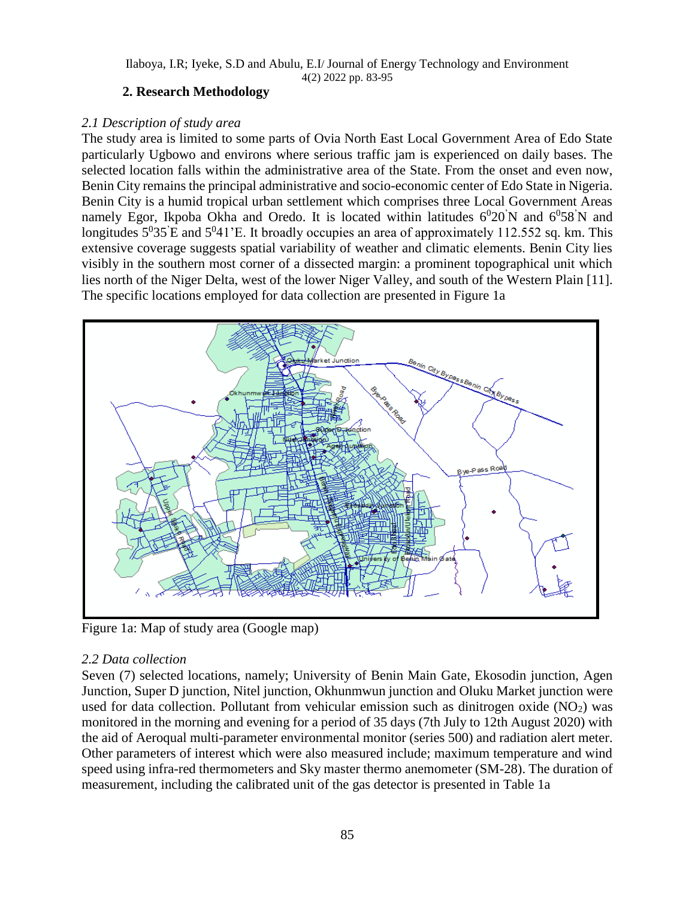## 2. Research Methodology

### *2.1 Description of study area*

The study area is limited to some parts of Ovia North East Local Government Area of Edo State particularly Ugbowo and environs where serious traffic jam is experienced on daily bases. The selected location falls within the administrative area of the State. From the onset and even now, Benin City remains the principal administrative and socio-economic center of Edo State in Nigeria. Benin City is a humid tropical urban settlement which comprises three Local Government Areas namely Egor, Ikpoba Okha and Oredo. It is located within latitudes $6^0 20'$N and $6^0 58'$N and longitudes $5^0 35'$E and $5^0 41'$E. It broadly occupies an area of approximately 112.552 sq. km. This extensive coverage suggests spatial variability of weather and climatic elements. Benin City lies visibly in the southern most corner of a dissected margin: a prominent topographical unit which lies north of the Niger Delta, west of the lower Niger Valley, and south of the Western Plain [11]. The specific locations employed for data collection are presented in Figure 1a

Figure 1a: Map of study area (Google map)

### *2.2 Data collection*

Seven (7) selected locations, namely; University of Benin Main Gate, Ekosodin junction, Agen Junction, Super D junction, Nitel junction, Okhunmwun junction and Oluku Market junction were used for data collection. Pollutant from vehicular emission such as dinitrogen oxide ($NO_2$) was monitored in the morning and evening for a period of 35 days (7th July to 12th August 2020) with the aid of Aeroqual multi-parameter environmental monitor (series 500) and radiation alert meter. Other parameters of interest which were also measured include; maximum temperature and wind speed using infra-red thermometers and Sky master thermo anemometer (SM-28). The duration of measurement, including the calibrated unit of the gas detector is presented in Table 1a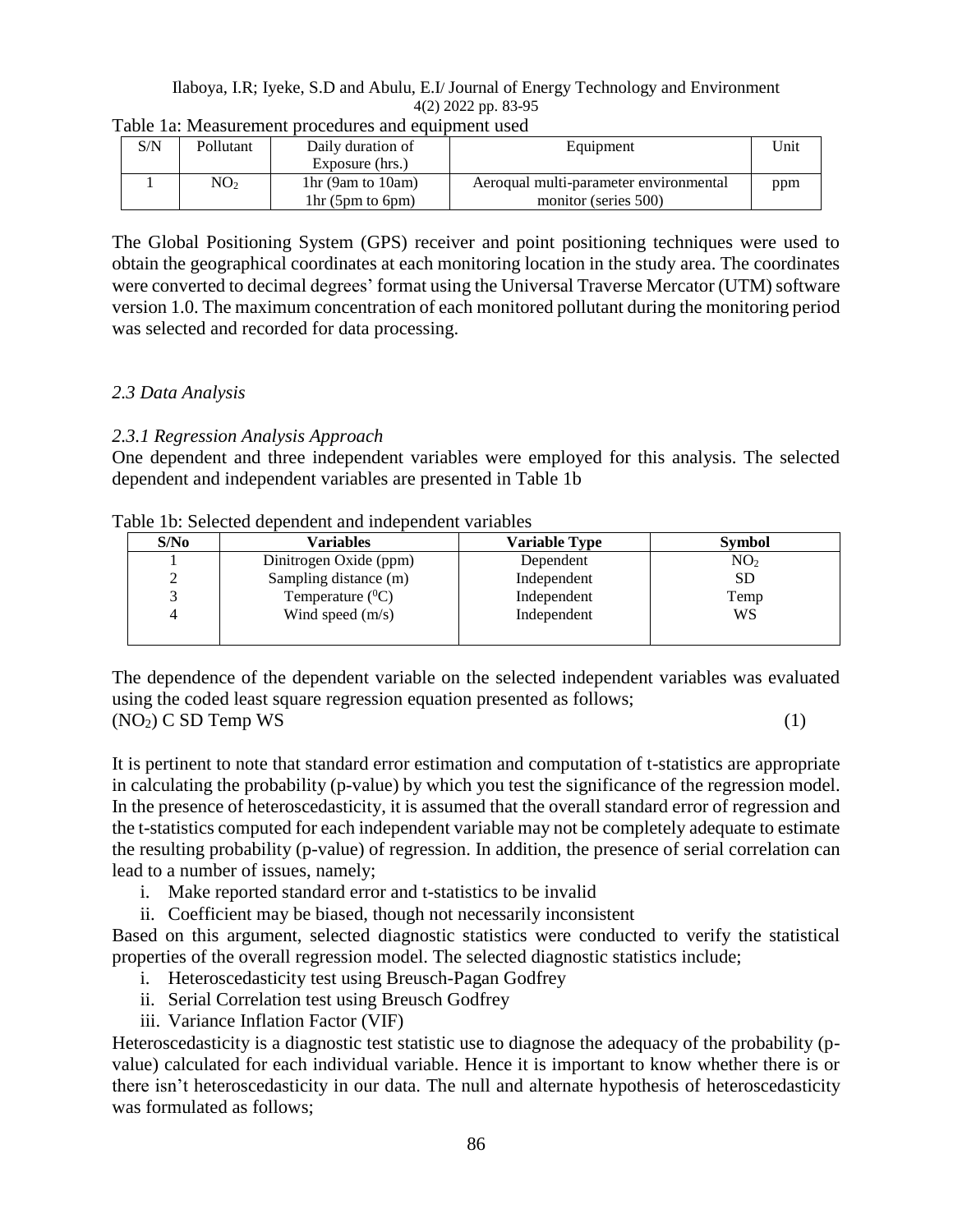Table 1a: Measurement procedures and equipment used

| S/N | Pollutant | Daily duration of Exposure (hrs.) | Equipment | Unit |
|---|---|---|---|---|
| 1 | $NO_2$ | 1hr (9am to 10am) 1hr (5pm to 6pm) | Aeroqual multi-parameter environmental monitor (series 500) | ppm |

The Global Positioning System (GPS) receiver and point positioning techniques were used to obtain the geographical coordinates at each monitoring location in the study area. The coordinates were converted to decimal degrees' format using the Universal Traverse Mercator (UTM) software version 1.0. The maximum concentration of each monitored pollutant during the monitoring period was selected and recorded for data processing.

### *2.3 Data Analysis*

#### *2.3.1 Regression Analysis Approach*

One dependent and three independent variables were employed for this analysis. The selected dependent and independent variables are presented in Table 1b

Table 1b: Selected dependent and independent variables

| S/No | Variables | Variable Type | Symbol |
|---|---|---|---|
| 1 | Dinitrogen Oxide (ppm) | Dependent | $NO_2$ |
| 2 | Sampling distance (m) | Independent | SD |
| 3 | Temperature ($^0$C) | Independent | Temp |
| 4 | Wind speed (m/s) | Independent | WS |

The dependence of the dependent variable on the selected independent variables was evaluated using the coded least square regression equation presented as follows;

$$(NO_2)\ C\ SD\ Temp\ WS \qquad (1)$$

It is pertinent to note that standard error estimation and computation of t-statistics are appropriate in calculating the probability (p-value) by which you test the significance of the regression model. In the presence of heteroscedasticity, it is assumed that the overall standard error of regression and the t-statistics computed for each independent variable may not be completely adequate to estimate the resulting probability (p-value) of regression. In addition, the presence of serial correlation can lead to a number of issues, namely;

i. Make reported standard error and t-statistics to be invalid
ii. Coefficient may be biased, though not necessarily inconsistent

Based on this argument, selected diagnostic statistics were conducted to verify the statistical properties of the overall regression model. The selected diagnostic statistics include;

i. Heteroscedasticity test using Breusch-Pagan Godfrey
ii. Serial Correlation test using Breusch Godfrey
iii. Variance Inflation Factor (VIF)

Heteroscedasticity is a diagnostic test statistic use to diagnose the adequacy of the probability (p-value) calculated for each individual variable. Hence it is important to know whether there is or there isn't heteroscedasticity in our data. The null and alternate hypothesis of heteroscedasticity was formulated as follows;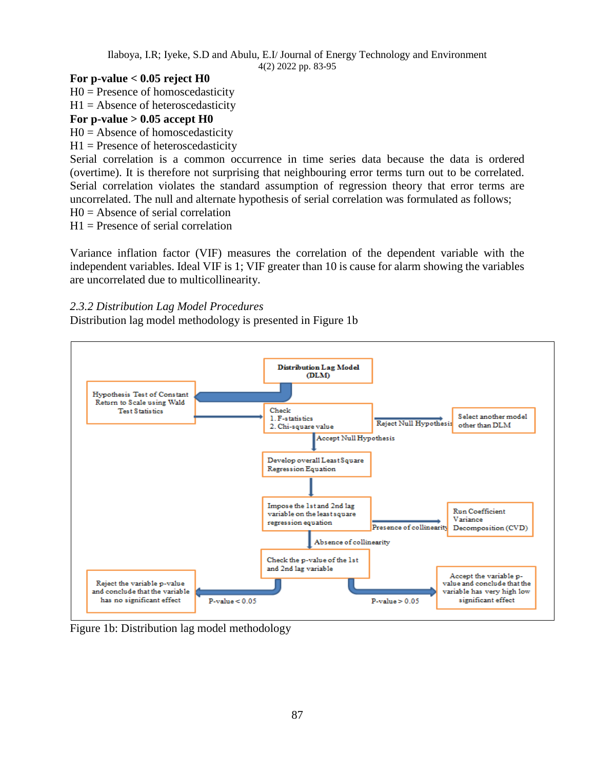**For p-value < 0.05 reject H0**

H0 = Presence of homoscedasticity

H1 = Absence of heteroscedasticity

**For p-value > 0.05 accept H0**

H0 = Absence of homoscedasticity

H1 = Presence of heteroscedasticity

Serial correlation is a common occurrence in time series data because the data is ordered (overtime). It is therefore not surprising that neighbouring error terms turn out to be correlated. Serial correlation violates the standard assumption of regression theory that error terms are uncorrelated. The null and alternate hypothesis of serial correlation was formulated as follows;

H0 = Absence of serial correlation

H1 = Presence of serial correlation

Variance inflation factor (VIF) measures the correlation of the dependent variable with the independent variables. Ideal VIF is 1; VIF greater than 10 is cause for alarm showing the variables are uncorrelated due to multicollinearity.

*2.3.2 Distribution Lag Model Procedures*

Distribution lag model methodology is presented in Figure 1b

Distribution Lag Model (DLM)

Hypothesis Test of Constant Return to Scale using Wald Test Statistics

Check
1. F-statistics
2. Chi-square value

Reject Null Hypothesis → Select another model other than DLM

Accept Null Hypothesis

Develop overall Least Square Regression Equation

Impose the 1st and 2nd lag variable on the least square regression equation

Presence of collinearity → Run Coefficient Variance Decomposition (CVD)

Absence of collinearity

Check the p-value of the 1st and 2nd lag variable

P-value < 0.05 → Reject the variable p-value and conclude that the variable has no significant effect

P-value > 0.05 → Accept the variable p-value and conclude that the variable has very high low significant effect

Figure 1b: Distribution lag model methodology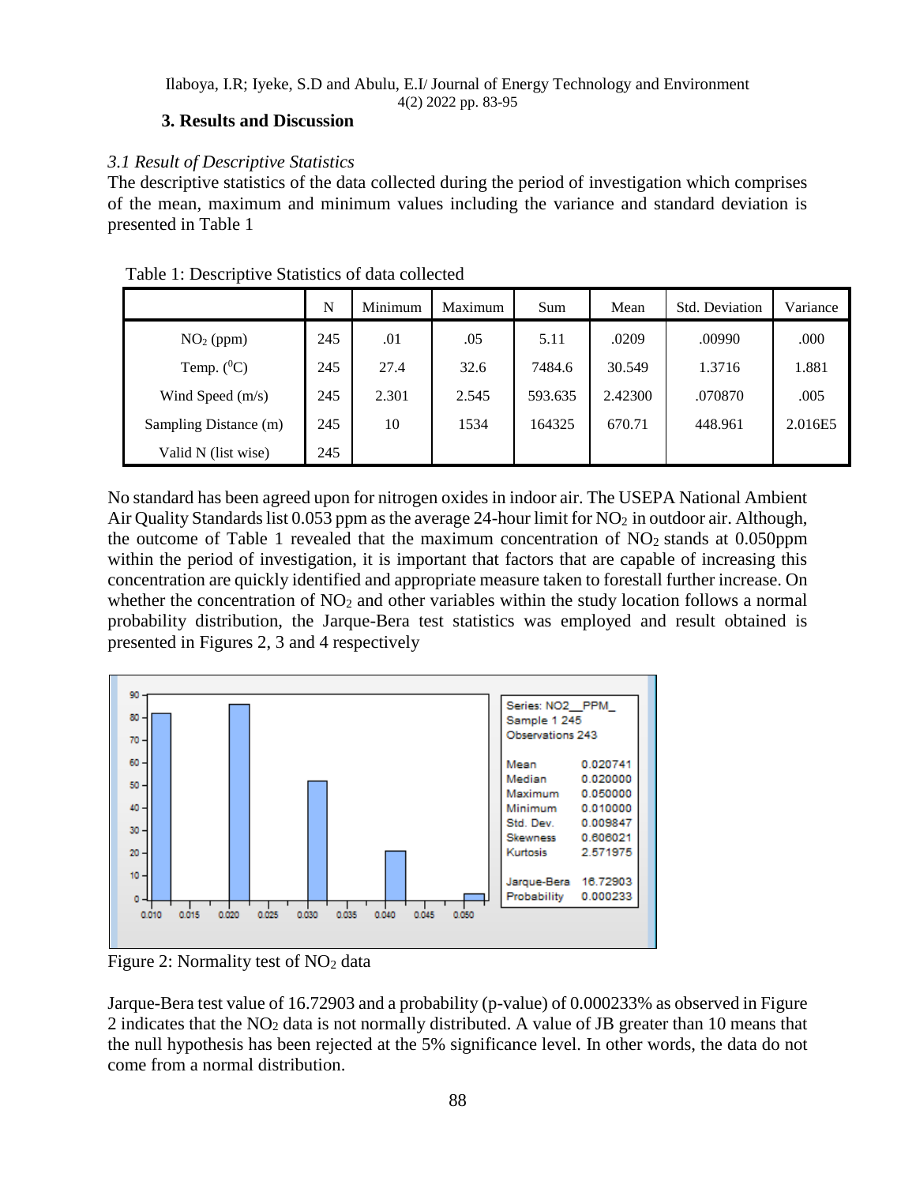## 3. Results and Discussion

### *3.1 Result of Descriptive Statistics*

The descriptive statistics of the data collected during the period of investigation which comprises of the mean, maximum and minimum values including the variance and standard deviation is presented in Table 1

Table 1: Descriptive Statistics of data collected

| | N | Minimum | Maximum | Sum | Mean | Std. Deviation | Variance |
|---|---|---|---|---|---|---|---|
| $NO_2$ (ppm) | 245 | .01 | .05 | 5.11 | .0209 | .00990 | .000 |
| Temp. ($^0$C) | 245 | 27.4 | 32.6 | 7484.6 | 30.549 | 1.3716 | 1.881 |
| Wind Speed (m/s) | 245 | 2.301 | 2.545 | 593.635 | 2.42300 | .070870 | .005 |
| Sampling Distance (m) | 245 | 10 | 1534 | 164325 | 670.71 | 448.961 | 2.016E5 |
| Valid N (list wise) | 245 | | | | | | |

No standard has been agreed upon for nitrogen oxides in indoor air. The USEPA National Ambient Air Quality Standards list 0.053 ppm as the average 24-hour limit for $NO_2$ in outdoor air. Although, the outcome of Table 1 revealed that the maximum concentration of $NO_2$ stands at 0.050ppm within the period of investigation, it is important that factors that are capable of increasing this concentration are quickly identified and appropriate measure taken to forestall further increase. On whether the concentration of $NO_2$ and other variables within the study location follows a normal probability distribution, the Jarque-Bera test statistics was employed and result obtained is presented in Figures 2, 3 and 4 respectively

| Series: NO2__PPM_ | |
|---|---|
| Sample 1 245 | |
| Observations 243 | |
| Mean | 0.020741 |
| Median | 0.020000 |
| Maximum | 0.050000 |
| Minimum | 0.010000 |
| Std. Dev. | 0.009847 |
| Skewness | 0.606021 |
| Kurtosis | 2.571975 |
| Jarque-Bera | 16.72903 |
| Probability | 0.000233 |

Figure 2: Normality test of $NO_2$ data

Jarque-Bera test value of 16.72903 and a probability (p-value) of 0.000233% as observed in Figure 2 indicates that the $NO_2$ data is not normally distributed. A value of JB greater than 10 means that the null hypothesis has been rejected at the 5% significance level. In other words, the data do not come from a normal distribution.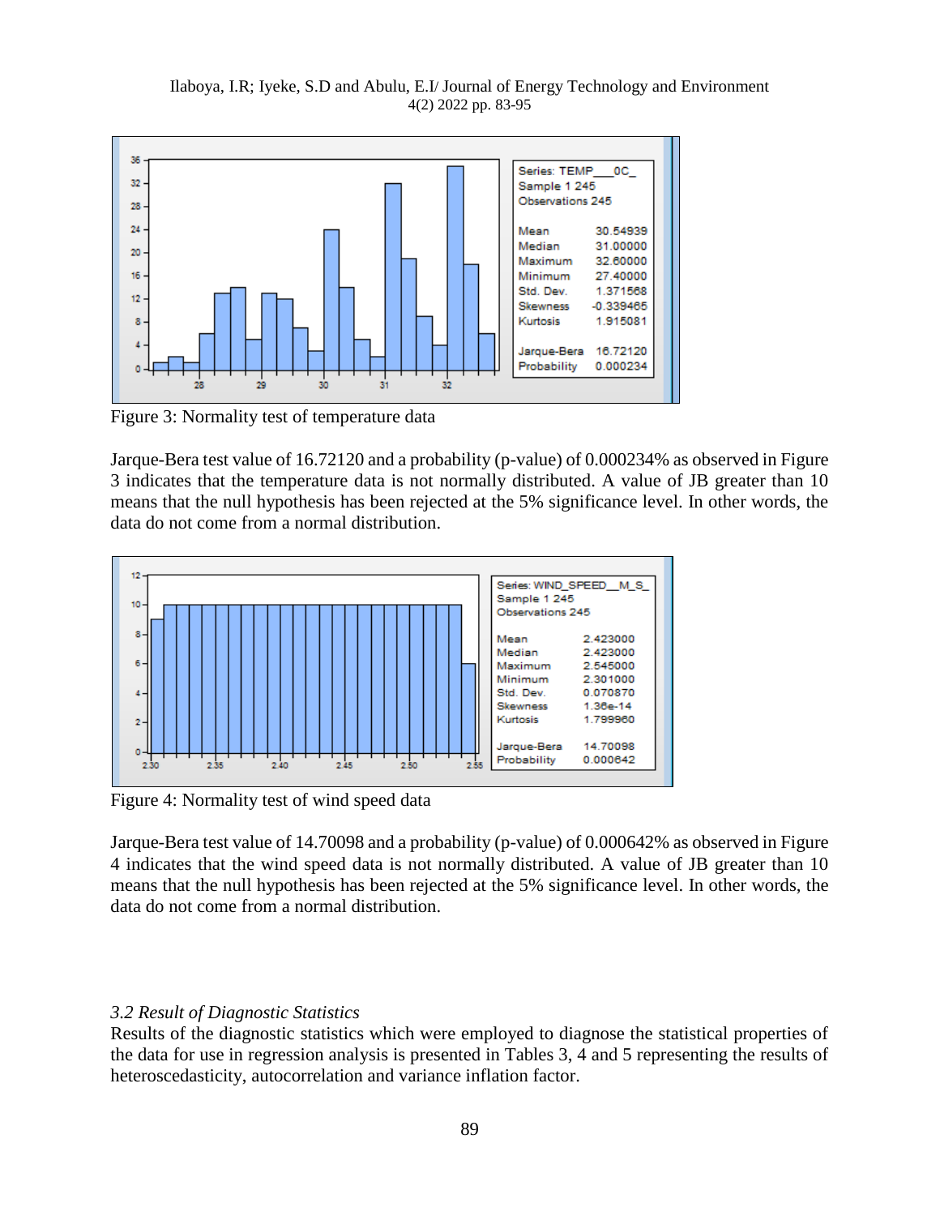Figure 3: Normality test of temperature data

Jarque-Bera test value of 16.72120 and a probability (p-value) of 0.000234% as observed in Figure 3 indicates that the temperature data is not normally distributed. A value of JB greater than 10 means that the null hypothesis has been rejected at the 5% significance level. In other words, the data do not come from a normal distribution.

Figure 4: Normality test of wind speed data

Jarque-Bera test value of 14.70098 and a probability (p-value) of 0.000642% as observed in Figure 4 indicates that the wind speed data is not normally distributed. A value of JB greater than 10 means that the null hypothesis has been rejected at the 5% significance level. In other words, the data do not come from a normal distribution.

### *3.2 Result of Diagnostic Statistics*

Results of the diagnostic statistics which were employed to diagnose the statistical properties of the data for use in regression analysis is presented in Tables 3, 4 and 5 representing the results of heteroscedasticity, autocorrelation and variance inflation factor.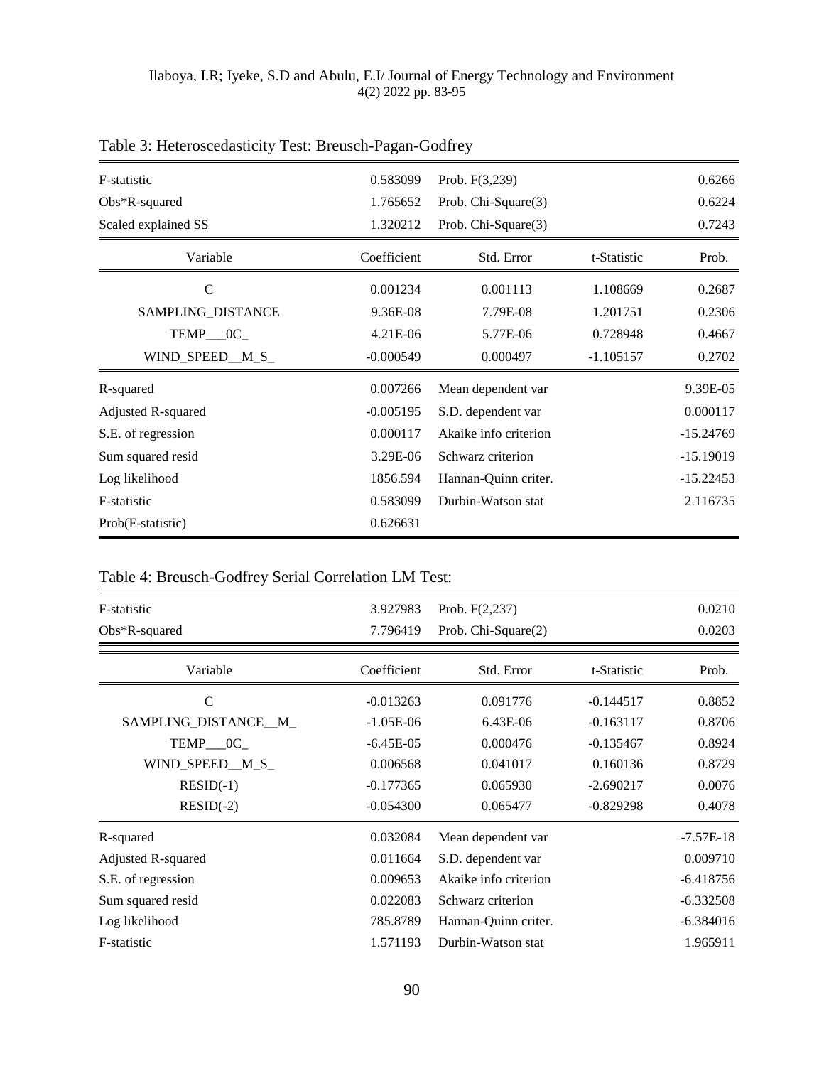Table 3: Heteroscedasticity Test: Breusch-Pagan-Godfrey

| | | | | |
|---|---|---|---|---|
| F-statistic | 0.583099 | Prob. F(3,239) | | 0.6266 |
| Obs*R-squared | 1.765652 | Prob. Chi-Square(3) | | 0.6224 |
| Scaled explained SS | 1.320212 | Prob. Chi-Square(3) | | 0.7243 |
| **Variable** | **Coefficient** | **Std. Error** | **t-Statistic** | **Prob.** |
| C | 0.001234 | 0.001113 | 1.108669 | 0.2687 |
| SAMPLING_DISTANCE | 9.36E-08 | 7.79E-08 | 1.201751 | 0.2306 |
| TEMP___0C_ | 4.21E-06 | 5.77E-06 | 0.728948 | 0.4667 |
| WIND_SPEED__M_S_ | -0.000549 | 0.000497 | -1.105157 | 0.2702 |
| R-squared | 0.007266 | Mean dependent var | | 9.39E-05 |
| Adjusted R-squared | -0.005195 | S.D. dependent var | | 0.000117 |
| S.E. of regression | 0.000117 | Akaike info criterion | | -15.24769 |
| Sum squared resid | 3.29E-06 | Schwarz criterion | | -15.19019 |
| Log likelihood | 1856.594 | Hannan-Quinn criter. | | -15.22453 |
| F-statistic | 0.583099 | Durbin-Watson stat | | 2.116735 |
| Prob(F-statistic) | 0.626631 | | | |

Table 4: Breusch-Godfrey Serial Correlation LM Test:

| | | | | |
|---|---|---|---|---|
| F-statistic | 3.927983 | Prob. F(2,237) | | 0.0210 |
| Obs*R-squared | 7.796419 | Prob. Chi-Square(2) | | 0.0203 |
| **Variable** | **Coefficient** | **Std. Error** | **t-Statistic** | **Prob.** |
| C | -0.013263 | 0.091776 | -0.144517 | 0.8852 |
| SAMPLING_DISTANCE__M_ | -1.05E-06 | 6.43E-06 | -0.163117 | 0.8706 |
| TEMP___0C_ | -6.45E-05 | 0.000476 | -0.135467 | 0.8924 |
| WIND_SPEED__M_S_ | 0.006568 | 0.041017 | 0.160136 | 0.8729 |
| RESID(-1) | -0.177365 | 0.065930 | -2.690217 | 0.0076 |
| RESID(-2) | -0.054300 | 0.065477 | -0.829298 | 0.4078 |
| R-squared | 0.032084 | Mean dependent var | | -7.57E-18 |
| Adjusted R-squared | 0.011664 | S.D. dependent var | | 0.009710 |
| S.E. of regression | 0.009653 | Akaike info criterion | | -6.418756 |
| Sum squared resid | 0.022083 | Schwarz criterion | | -6.332508 |
| Log likelihood | 785.8789 | Hannan-Quinn criter. | | -6.384016 |
| F-statistic | 1.571193 | Durbin-Watson stat | | 1.965911 |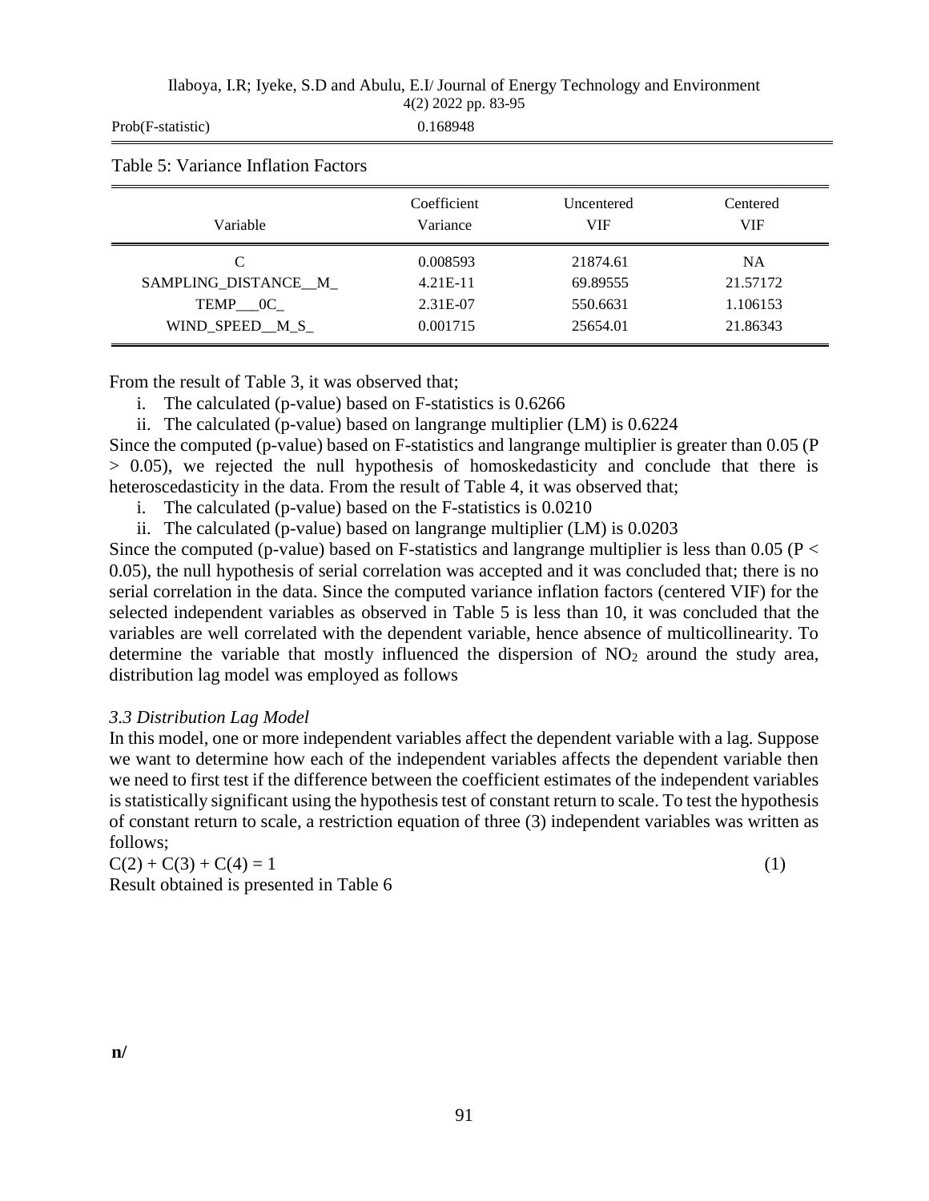| Prob(F-statistic) | 0.168948 |
| --- | --- |

Table 5: Variance Inflation Factors

| Variable | Coefficient Variance | Uncentered VIF | Centered VIF |
| --- | --- | --- | --- |
| C | 0.008593 | 21874.61 | NA |
| SAMPLING_DISTANCE__M_ | 4.21E-11 | 69.89555 | 21.57172 |
| TEMP___0C_ | 2.31E-07 | 550.6631 | 1.106153 |
| WIND_SPEED__M_S_ | 0.001715 | 25654.01 | 21.86343 |

From the result of Table 3, it was observed that;

i. The calculated (p-value) based on F-statistics is 0.6266
ii. The calculated (p-value) based on langrange multiplier (LM) is 0.6224

Since the computed (p-value) based on F-statistics and langrange multiplier is greater than 0.05 ($P > 0.05$), we rejected the null hypothesis of homoskedasticity and conclude that there is heteroscedasticity in the data. From the result of Table 4, it was observed that;

i. The calculated (p-value) based on the F-statistics is 0.0210
ii. The calculated (p-value) based on langrange multiplier (LM) is 0.0203

Since the computed (p-value) based on F-statistics and langrange multiplier is less than 0.05 ($P < 0.05$), the null hypothesis of serial correlation was accepted and it was concluded that; there is no serial correlation in the data. Since the computed variance inflation factors (centered VIF) for the selected independent variables as observed in Table 5 is less than 10, it was concluded that the variables are well correlated with the dependent variable, hence absence of multicollinearity. To determine the variable that mostly influenced the dispersion of $NO_2$ around the study area, distribution lag model was employed as follows

### *3.3 Distribution Lag Model*

In this model, one or more independent variables affect the dependent variable with a lag. Suppose we want to determine how each of the independent variables affects the dependent variable then we need to first test if the difference between the coefficient estimates of the independent variables is statistically significant using the hypothesis test of constant return to scale. To test the hypothesis of constant return to scale, a restriction equation of three (3) independent variables was written as follows;

$$C(2) + C(3) + C(4) = 1 \quad (1)$$

Result obtained is presented in Table 6

**n/**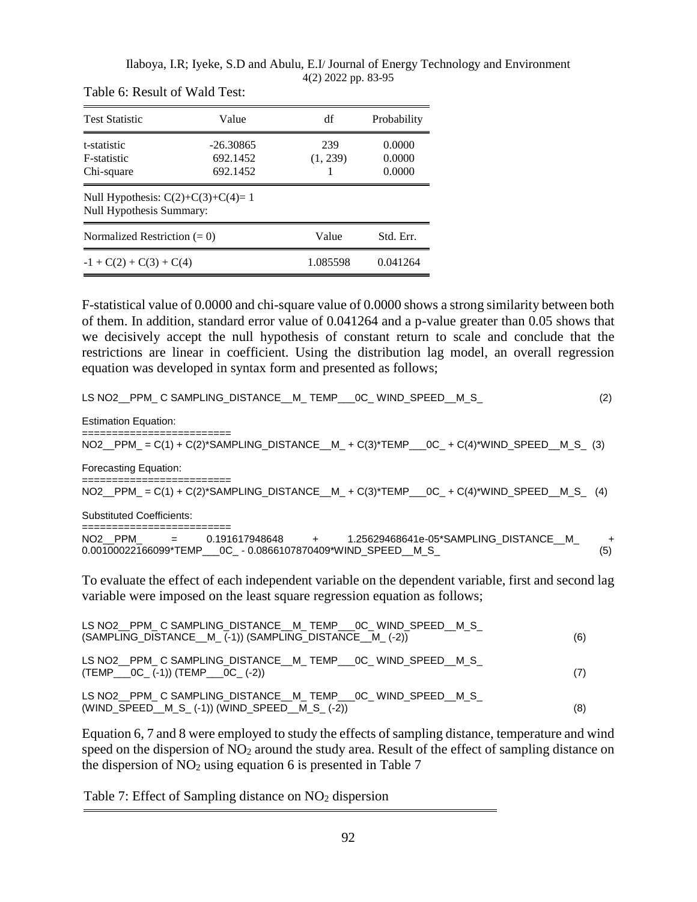Table 6: Result of Wald Test:

| Test Statistic | Value | df | Probability |
| --- | --- | --- | --- |
| t-statistic | -26.30865 | 239 | 0.0000 |
| F-statistic | 692.1452 | (1, 239) | 0.0000 |
| Chi-square | 692.1452 | 1 | 0.0000 |

Null Hypothesis: C(2)+C(3)+C(4)= 1
Null Hypothesis Summary:

| Normalized Restriction (= 0) | Value | Std. Err. |
| --- | --- | --- |
| -1 + C(2) + C(3) + C(4) | 1.085598 | 0.041264 |

F-statistical value of 0.0000 and chi-square value of 0.0000 shows a strong similarity between both of them. In addition, standard error value of 0.041264 and a p-value greater than 0.05 shows that we decisively accept the null hypothesis of constant return to scale and conclude that the restrictions are linear in coefficient. Using the distribution lag model, an overall regression equation was developed in syntax form and presented as follows;

```
LS NO2__PPM_ C SAMPLING_DISTANCE__M_ TEMP___0C_ WIND_SPEED__M_S_                    (2)
```

Estimation Equation:

```
========================
NO2__PPM_ = C(1) + C(2)*SAMPLING_DISTANCE__M_ + C(3)*TEMP___0C_ + C(4)*WIND_SPEED__M_S_  (3)
```

Forecasting Equation:

```
========================
NO2__PPM_ = C(1) + C(2)*SAMPLING_DISTANCE__M_ + C(3)*TEMP___0C_ + C(4)*WIND_SPEED__M_S_  (4)
```

Substituted Coefficients:

```
========================
NO2__PPM_ = 0.191617948648 + 1.25629468641e-05*SAMPLING_DISTANCE__M_ +
0.00100022166099*TEMP___0C_ - 0.0866107870409*WIND_SPEED__M_S_                    (5)
```

To evaluate the effect of each independent variable on the dependent variable, first and second lag variable were imposed on the least square regression equation as follows;

```
LS NO2__PPM_ C SAMPLING_DISTANCE__M_ TEMP___0C_ WIND_SPEED__M_S_
(SAMPLING_DISTANCE__M_ (-1)) (SAMPLING_DISTANCE__M_ (-2))                          (6)

LS NO2__PPM_ C SAMPLING_DISTANCE__M_ TEMP___0C_ WIND_SPEED__M_S_
(TEMP___0C_ (-1)) (TEMP___0C_ (-2))                                                (7)

LS NO2__PPM_ C SAMPLING_DISTANCE__M_ TEMP___0C_ WIND_SPEED__M_S_
(WIND_SPEED__M_S_ (-1)) (WIND_SPEED__M_S_ (-2))                                    (8)
```

Equation 6, 7 and 8 were employed to study the effects of sampling distance, temperature and wind speed on the dispersion of $NO_2$ around the study area. Result of the effect of sampling distance on the dispersion of $NO_2$ using equation 6 is presented in Table 7

Table 7: Effect of Sampling distance on $NO_2$ dispersion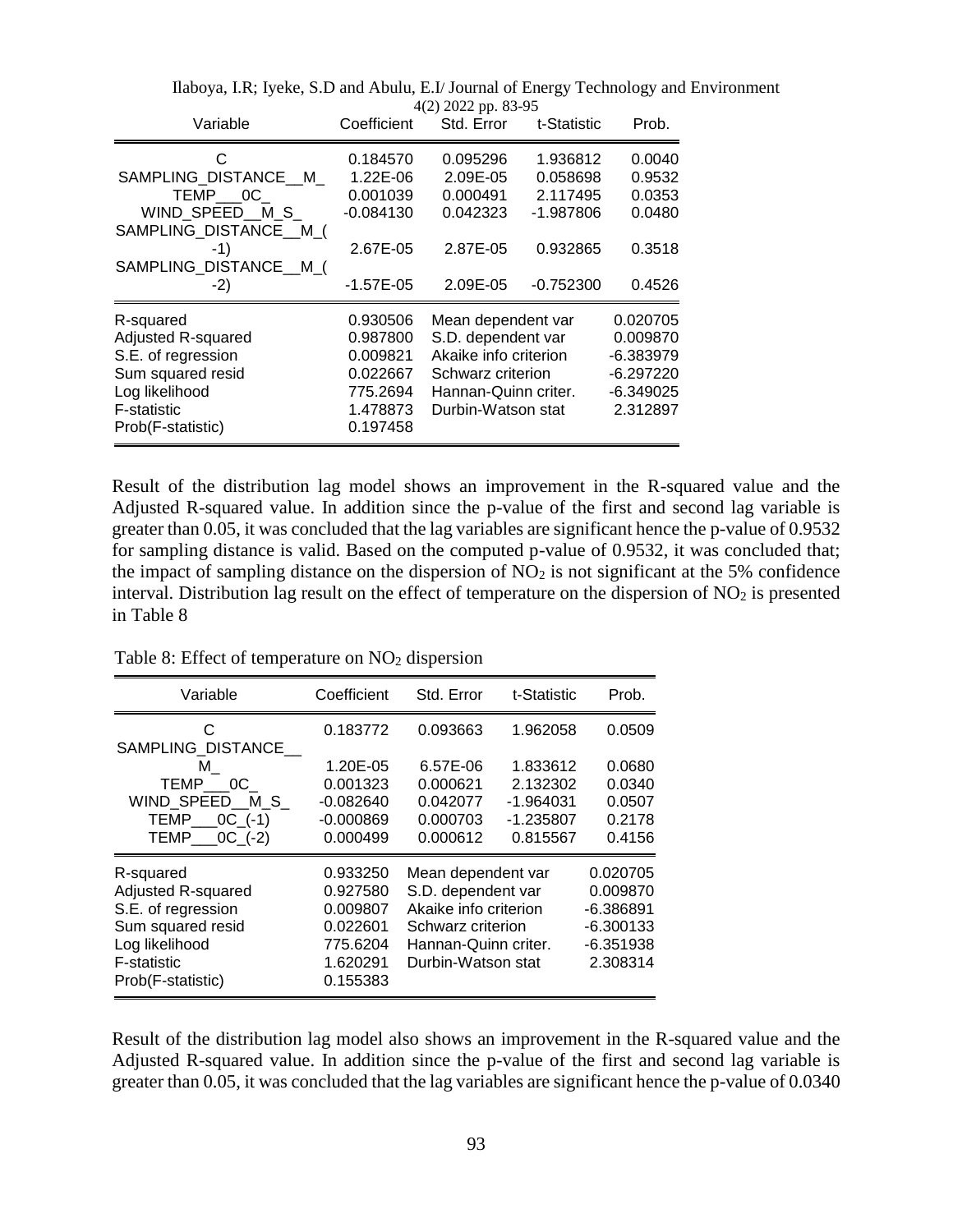| Variable | Coefficient | Std. Error | t-Statistic | Prob. |
|---|---|---|---|---|
| C | 0.184570 | 0.095296 | 1.936812 | 0.0040 |
| SAMPLING_DISTANCE__M_ | 1.22E-06 | 2.09E-05 | 0.058698 | 0.9532 |
| TEMP___0C_ | 0.001039 | 0.000491 | 2.117495 | 0.0353 |
| WIND_SPEED__M_S_ | -0.084130 | 0.042323 | -1.987806 | 0.0480 |
| SAMPLING_DISTANCE__M_(-1) | 2.67E-05 | 2.87E-05 | 0.932865 | 0.3518 |
| SAMPLING_DISTANCE__M_(-2) | -1.57E-05 | 2.09E-05 | -0.752300 | 0.4526 |
| R-squared | 0.930506 | Mean dependent var | | 0.020705 |
| Adjusted R-squared | 0.987800 | S.D. dependent var | | 0.009870 |
| S.E. of regression | 0.009821 | Akaike info criterion | | -6.383979 |
| Sum squared resid | 0.022667 | Schwarz criterion | | -6.297220 |
| Log likelihood | 775.2694 | Hannan-Quinn criter. | | -6.349025 |
| F-statistic | 1.478873 | Durbin-Watson stat | | 2.312897 |
| Prob(F-statistic) | 0.197458 | | | |

Result of the distribution lag model shows an improvement in the R-squared value and the Adjusted R-squared value. In addition since the p-value of the first and second lag variable is greater than 0.05, it was concluded that the lag variables are significant hence the p-value of 0.9532 for sampling distance is valid. Based on the computed p-value of 0.9532, it was concluded that; the impact of sampling distance on the dispersion of $NO_2$ is not significant at the 5% confidence interval. Distribution lag result on the effect of temperature on the dispersion of $NO_2$ is presented in Table 8

Table 8: Effect of temperature on $NO_2$ dispersion

| Variable | Coefficient | Std. Error | t-Statistic | Prob. |
|---|---|---|---|---|
| C | 0.183772 | 0.093663 | 1.962058 | 0.0509 |
| SAMPLING_DISTANCE__M_ | 1.20E-05 | 6.57E-06 | 1.833612 | 0.0680 |
| TEMP___0C_ | 0.001323 | 0.000621 | 2.132302 | 0.0340 |
| WIND_SPEED__M_S_ | -0.082640 | 0.042077 | -1.964031 | 0.0507 |
| TEMP___0C_(-1) | -0.000869 | 0.000703 | -1.235807 | 0.2178 |
| TEMP___0C_(-2) | 0.000499 | 0.000612 | 0.815567 | 0.4156 |
| R-squared | 0.933250 | Mean dependent var | | 0.020705 |
| Adjusted R-squared | 0.927580 | S.D. dependent var | | 0.009870 |
| S.E. of regression | 0.009807 | Akaike info criterion | | -6.386891 |
| Sum squared resid | 0.022601 | Schwarz criterion | | -6.300133 |
| Log likelihood | 775.6204 | Hannan-Quinn criter. | | -6.351938 |
| F-statistic | 1.620291 | Durbin-Watson stat | | 2.308314 |
| Prob(F-statistic) | 0.155383 | | | |

Result of the distribution lag model also shows an improvement in the R-squared value and the Adjusted R-squared value. In addition since the p-value of the first and second lag variable is greater than 0.05, it was concluded that the lag variables are significant hence the p-value of 0.0340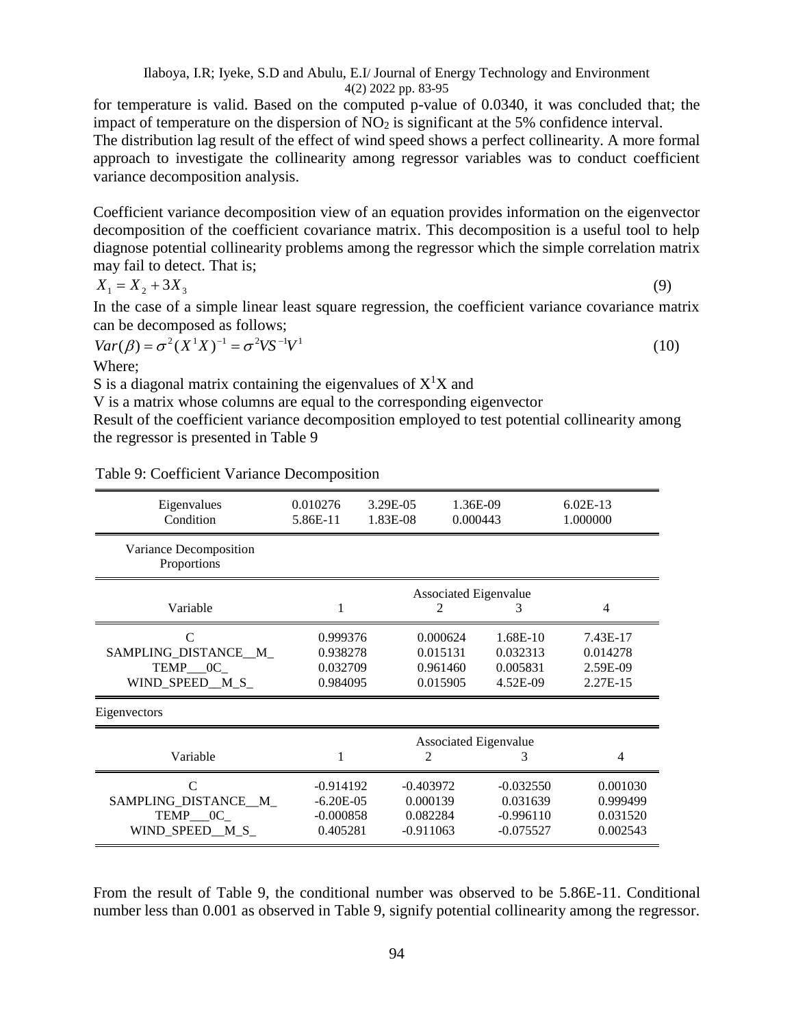for temperature is valid. Based on the computed p-value of 0.0340, it was concluded that; the impact of temperature on the dispersion of $NO_2$ is significant at the 5% confidence interval.

The distribution lag result of the effect of wind speed shows a perfect collinearity. A more formal approach to investigate the collinearity among regressor variables was to conduct coefficient variance decomposition analysis.

Coefficient variance decomposition view of an equation provides information on the eigenvector decomposition of the coefficient covariance matrix. This decomposition is a useful tool to help diagnose potential collinearity problems among the regressor which the simple correlation matrix may fail to detect. That is;

$$X_1 = X_2 + 3X_3 \quad (9)$$

In the case of a simple linear least square regression, the coefficient variance covariance matrix can be decomposed as follows;

$$Var(\beta) = \sigma^2 (X^1 X)^{-1} = \sigma^2 V S^{-1} V^1 \quad (10)$$

Where;

S is a diagonal matrix containing the eigenvalues of $X^1X$ and

V is a matrix whose columns are equal to the corresponding eigenvector

Result of the coefficient variance decomposition employed to test potential collinearity among the regressor is presented in Table 9

Table 9: Coefficient Variance Decomposition

| Eigenvalues | 0.010276 | 3.29E-05 | 1.36E-09 | 6.02E-13 |
|---|---|---|---|---|
| Condition | 5.86E-11 | 1.83E-08 | 0.000443 | 1.000000 |

Variance Decomposition Proportions

| | Associated Eigenvalue | | | |
|---|---|---|---|---|
| Variable | 1 | 2 | 3 | 4 |
| C | 0.999376 | 0.000624 | 1.68E-10 | 7.43E-17 |
| SAMPLING_DISTANCE__M_ | 0.938278 | 0.015131 | 0.032313 | 0.014278 |
| TEMP___0C_ | 0.032709 | 0.961460 | 0.005831 | 2.59E-09 |
| WIND_SPEED__M_S_ | 0.984095 | 0.015905 | 4.52E-09 | 2.27E-15 |

Eigenvectors

| | Associated Eigenvalue | | | |
|---|---|---|---|---|
| Variable | 1 | 2 | 3 | 4 |
| C | -0.914192 | -0.403972 | -0.032550 | 0.001030 |
| SAMPLING_DISTANCE__M_ | -6.20E-05 | 0.000139 | 0.031639 | 0.999499 |
| TEMP___0C_ | -0.000858 | 0.082284 | -0.996110 | 0.031520 |
| WIND_SPEED__M_S_ | 0.405281 | -0.911063 | -0.075527 | 0.002543 |

From the result of Table 9, the conditional number was observed to be 5.86E-11. Conditional number less than 0.001 as observed in Table 9, signify potential collinearity among the regressor.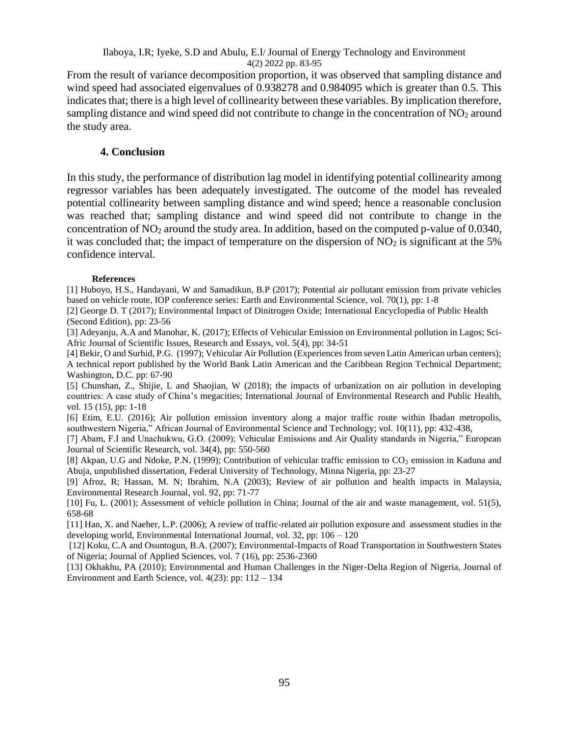From the result of variance decomposition proportion, it was observed that sampling distance and wind speed had associated eigenvalues of 0.938278 and 0.984095 which is greater than 0.5. This indicates that; there is a high level of collinearity between these variables. By implication therefore, sampling distance and wind speed did not contribute to change in the concentration of $NO_2$ around the study area.

## 4. Conclusion

In this study, the performance of distribution lag model in identifying potential collinearity among regressor variables has been adequately investigated. The outcome of the model has revealed potential collinearity between sampling distance and wind speed; hence a reasonable conclusion was reached that; sampling distance and wind speed did not contribute to change in the concentration of $NO_2$ around the study area. In addition, based on the computed p-value of 0.0340, it was concluded that; the impact of temperature on the dispersion of $NO_2$ is significant at the 5% confidence interval.

### References

[1] Huboyo, H.S., Handayani, W and Samadikun, B.P (2017); Potential air pollutant emission from private vehicles based on vehicle route, IOP conference series: Earth and Environmental Science, vol. 70(1), pp: 1-8

[2] George D. T (2017); Environmental Impact of Dinitrogen Oxide; International Encyclopedia of Public Health (Second Edition), pp: 23-56

[3] Adeyanju, A.A and Manohar, K. (2017); Effects of Vehicular Emission on Environmental pollution in Lagos; Sci-Afric Journal of Scientific Issues, Research and Essays, vol. 5(4), pp: 34-51

[4] Bekir, O and Surhid, P.G. (1997); Vehicular Air Pollution (Experiences from seven Latin American urban centers); A technical report published by the World Bank Latin American and the Caribbean Region Technical Department; Washington, D.C. pp: 67-90

[5] Chunshan, Z., Shijie, L and Shaojian, W (2018); the impacts of urbanization on air pollution in developing countries: A case study of China's megacities; International Journal of Environmental Research and Public Health, vol. 15 (15), pp: 1-18

[6] Etim, E.U. (2016); Air pollution emission inventory along a major traffic route within Ibadan metropolis, southwestern Nigeria," African Journal of Environmental Science and Technology; vol. 10(11), pp: 432-438,

[7] Abam, F.I and Unachukwu, G.O. (2009); Vehicular Emissions and Air Quality standards in Nigeria," European Journal of Scientific Research, vol. 34(4), pp: 550-560

[8] Akpan, U.G and Ndoke, P.N. (1999); Contribution of vehicular traffic emission to $CO_2$ emission in Kaduna and Abuja, unpublished dissertation, Federal University of Technology, Minna Nigeria, pp: 23-27

[9] Afroz, R; Hassan, M. N; Ibrahim, N.A (2003); Review of air pollution and health impacts in Malaysia, Environmental Research Journal, vol. 92, pp: 71-77

[10] Fu, L. (2001); Assessment of vehicle pollution in China; Journal of the air and waste management, vol. 51(5), 658-68

[11] Han, X. and Naeher, L.P. (2006); A review of traffic-related air pollution exposure and assessment studies in the developing world, Environmental International Journal, vol. 32, pp: 106 – 120

[12] Koku, C.A and Osuntogun, B.A. (2007); Environmental-Impacts of Road Transportation in Southwestern States of Nigeria; Journal of Applied Sciences, vol. 7 (16), pp: 2536-2360

[13] Okhakhu, PA (2010); Environmental and Human Challenges in the Niger-Delta Region of Nigeria, Journal of Environment and Earth Science, vol. 4(23): pp: 112 – 134